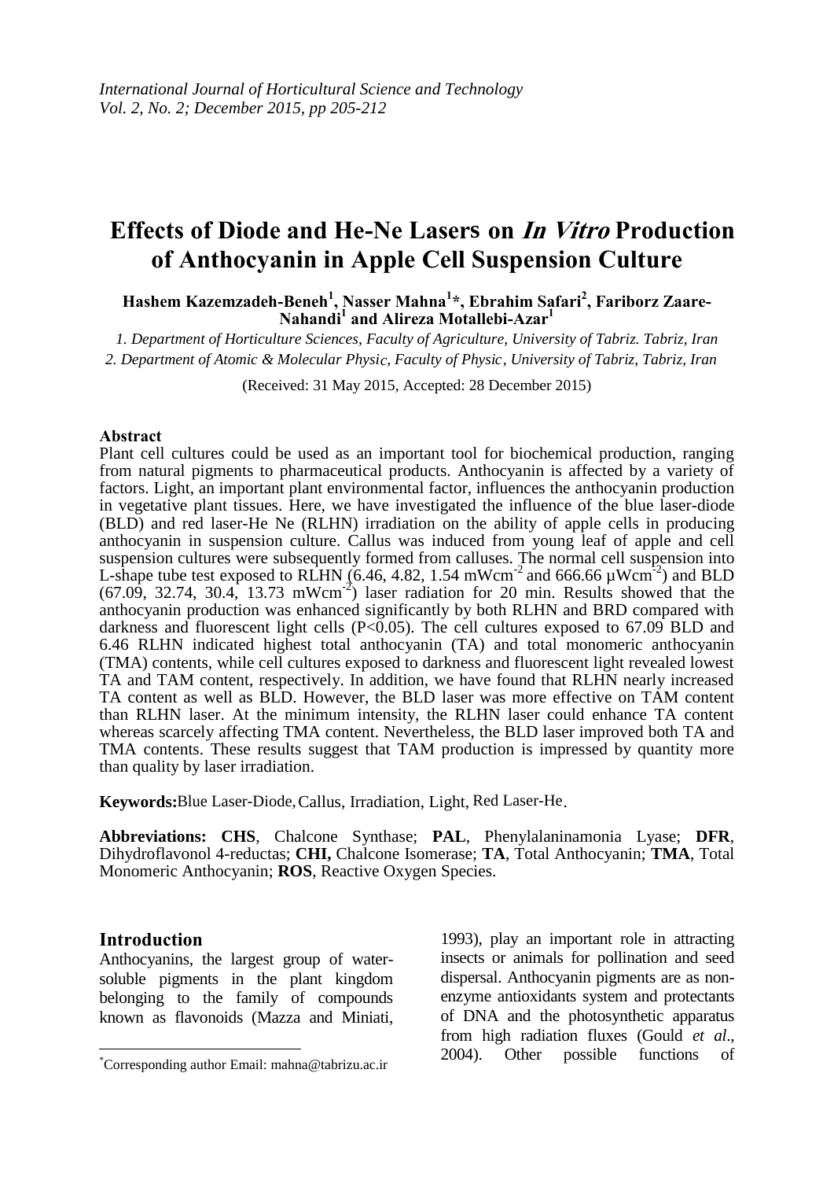# Effects of Diode and He-Ne Lasers on *In Vitro* Production of Anthocyanin in Apple Cell Suspension Culture

**Hashem Kazemzadeh-Beneh[1], Nasser Mahna[1]\*, Ebrahim Safari[2], Fariborz Zaare-Nahandi[1] and Alireza Motallebi-Azar[1]**

*1. Department of Horticulture Sciences, Faculty of Agriculture, University of Tabriz. Tabriz, Iran*

*2. Department of Atomic & Molecular Physic, Faculty of Physic, University of Tabriz, Tabriz, Iran*

(Received: 31 May 2015, Accepted: 28 December 2015)

## Abstract

Plant cell cultures could be used as an important tool for biochemical production, ranging from natural pigments to pharmaceutical products. Anthocyanin is affected by a variety of factors. Light, an important plant environmental factor, influences the anthocyanin production in vegetative plant tissues. Here, we have investigated the influence of the blue laser-diode (BLD) and red laser-He Ne (RLHN) irradiation on the ability of apple cells in producing anthocyanin in suspension culture. Callus was induced from young leaf of apple and cell suspension cultures were subsequently formed from calluses. The normal cell suspension into L-shape tube test exposed to RLHN (6.46, 4.82, 1.54 $mWcm^{-2}$ and 666.66 $\mu Wcm^{-2}$) and BLD (67.09, 32.74, 30.4, 13.73 $mWcm^{-2}$) laser radiation for 20 min. Results showed that the anthocyanin production was enhanced significantly by both RLHN and BRD compared with darkness and fluorescent light cells ($P<0.05$). The cell cultures exposed to 67.09 BLD and 6.46 RLHN indicated highest total anthocyanin (TA) and total monomeric anthocyanin (TMA) contents, while cell cultures exposed to darkness and fluorescent light revealed lowest TA and TAM content, respectively. In addition, we have found that RLHN nearly increased TA content as well as BLD. However, the BLD laser was more effective on TAM content than RLHN laser. At the minimum intensity, the RLHN laser could enhance TA content whereas scarcely affecting TMA content. Nevertheless, the BLD laser improved both TA and TMA contents. These results suggest that TAM production is impressed by quantity more than quality by laser irradiation.

**Keywords:** Blue Laser-Diode, Callus, Irradiation, Light, Red Laser-He.

**Abbreviations: CHS**, Chalcone Synthase; **PAL**, Phenylalaninamonia Lyase; **DFR**, Dihydroflavonol 4-reductas; **CHI,** Chalcone Isomerase; **TA**, Total Anthocyanin; **TMA**, Total Monomeric Anthocyanin; **ROS**, Reactive Oxygen Species.

## Introduction

Anthocyanins, the largest group of water-soluble pigments in the plant kingdom belonging to the family of compounds known as flavonoids (Mazza and Miniati, 1993), play an important role in attracting insects or animals for pollination and seed dispersal. Anthocyanin pigments are as non-enzyme antioxidants system and protectants of DNA and the photosynthetic apparatus from high radiation fluxes (Gould *et al*., 2004). Other possible functions of

\*Corresponding author Email: mahna@tabrizu.ac.ir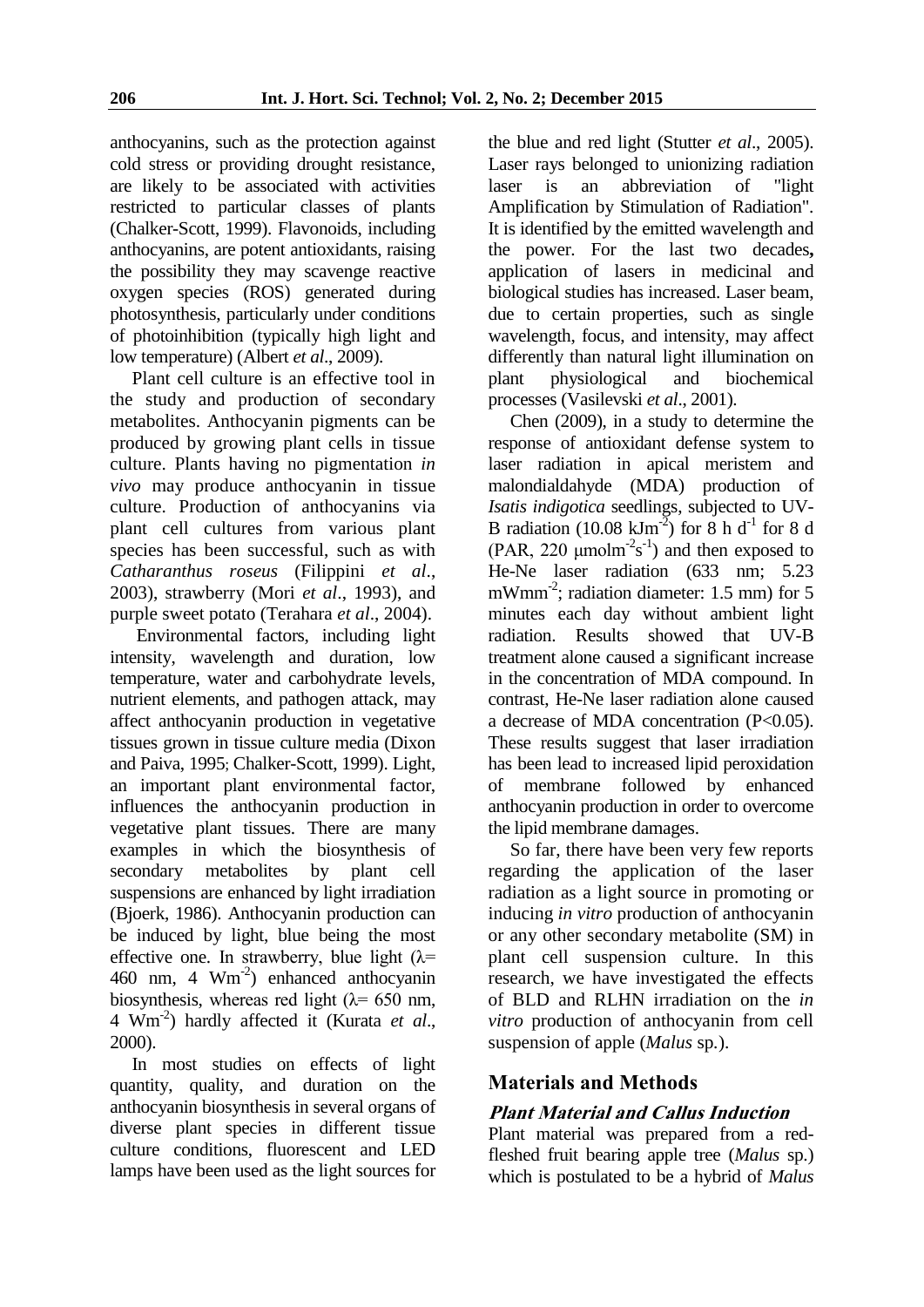anthocyanins, such as the protection against cold stress or providing drought resistance, are likely to be associated with activities restricted to particular classes of plants (Chalker-Scott, 1999). Flavonoids, including anthocyanins, are potent antioxidants, raising the possibility they may scavenge reactive oxygen species (ROS) generated during photosynthesis, particularly under conditions of photoinhibition (typically high light and low temperature) (Albert *et al*., 2009).

Plant cell culture is an effective tool in the study and production of secondary metabolites. Anthocyanin pigments can be produced by growing plant cells in tissue culture. Plants having no pigmentation *in vivo* may produce anthocyanin in tissue culture. Production of anthocyanins via plant cell cultures from various plant species has been successful, such as with *Catharanthus roseus* (Filippini *et al*., 2003), strawberry (Mori *et al*., 1993), and purple sweet potato (Terahara *et al*., 2004).

Environmental factors, including light intensity, wavelength and duration, low temperature, water and carbohydrate levels, nutrient elements, and pathogen attack, may affect anthocyanin production in vegetative tissues grown in tissue culture media (Dixon and Paiva, 1995; Chalker-Scott, 1999). Light, an important plant environmental factor, influences the anthocyanin production in vegetative plant tissues. There are many examples in which the biosynthesis of secondary metabolites by plant cell suspensions are enhanced by light irradiation (Bjoerk, 1986). Anthocyanin production can be induced by light, blue being the most effective one. In strawberry, blue light ($\lambda$= 460 nm, 4 $Wm^{-2}$) enhanced anthocyanin biosynthesis, whereas red light ($\lambda$= 650 nm, 4 $Wm^{-2}$) hardly affected it (Kurata *et al*., 2000).

In most studies on effects of light quantity, quality, and duration on the anthocyanin biosynthesis in several organs of diverse plant species in different tissue culture conditions, fluorescent and LED lamps have been used as the light sources for the blue and red light (Stutter *et al*., 2005). Laser rays belonged to unionizing radiation laser is an abbreviation of "light Amplification by Stimulation of Radiation". It is identified by the emitted wavelength and the power. For the last two decades**,** application of lasers in medicinal and biological studies has increased. Laser beam, due to certain properties, such as single wavelength, focus, and intensity, may affect differently than natural light illumination on plant physiological and biochemical processes (Vasilevski *et al*., 2001).

Chen (2009), in a study to determine the response of antioxidant defense system to laser radiation in apical meristem and malondialdahyde (MDA) production of *Isatis indigotica* seedlings, subjected to UV-B radiation (10.08 $kJm^{-2}$) for 8 h $d^{-1}$ for 8 d (PAR, 220 $\mu molm^{-2}s^{-1}$) and then exposed to He-Ne laser radiation (633 nm; 5.23 $mWmm^{-2}$; radiation diameter: 1.5 mm) for 5 minutes each day without ambient light radiation. Results showed that UV-B treatment alone caused a significant increase in the concentration of MDA compound. In contrast, He-Ne laser radiation alone caused a decrease of MDA concentration ($P<0.05$). These results suggest that laser irradiation has been lead to increased lipid peroxidation of membrane followed by enhanced anthocyanin production in order to overcome the lipid membrane damages.

So far, there have been very few reports regarding the application of the laser radiation as a light source in promoting or inducing *in vitro* production of anthocyanin or any other secondary metabolite (SM) in plant cell suspension culture. In this research, we have investigated the effects of BLD and RLHN irradiation on the *in vitro* production of anthocyanin from cell suspension of apple (*Malus* sp.).

## Materials and Methods

### *Plant Material and Callus Induction*

Plant material was prepared from a red-fleshed fruit bearing apple tree (*Malus* sp.) which is postulated to be a hybrid of *Malus*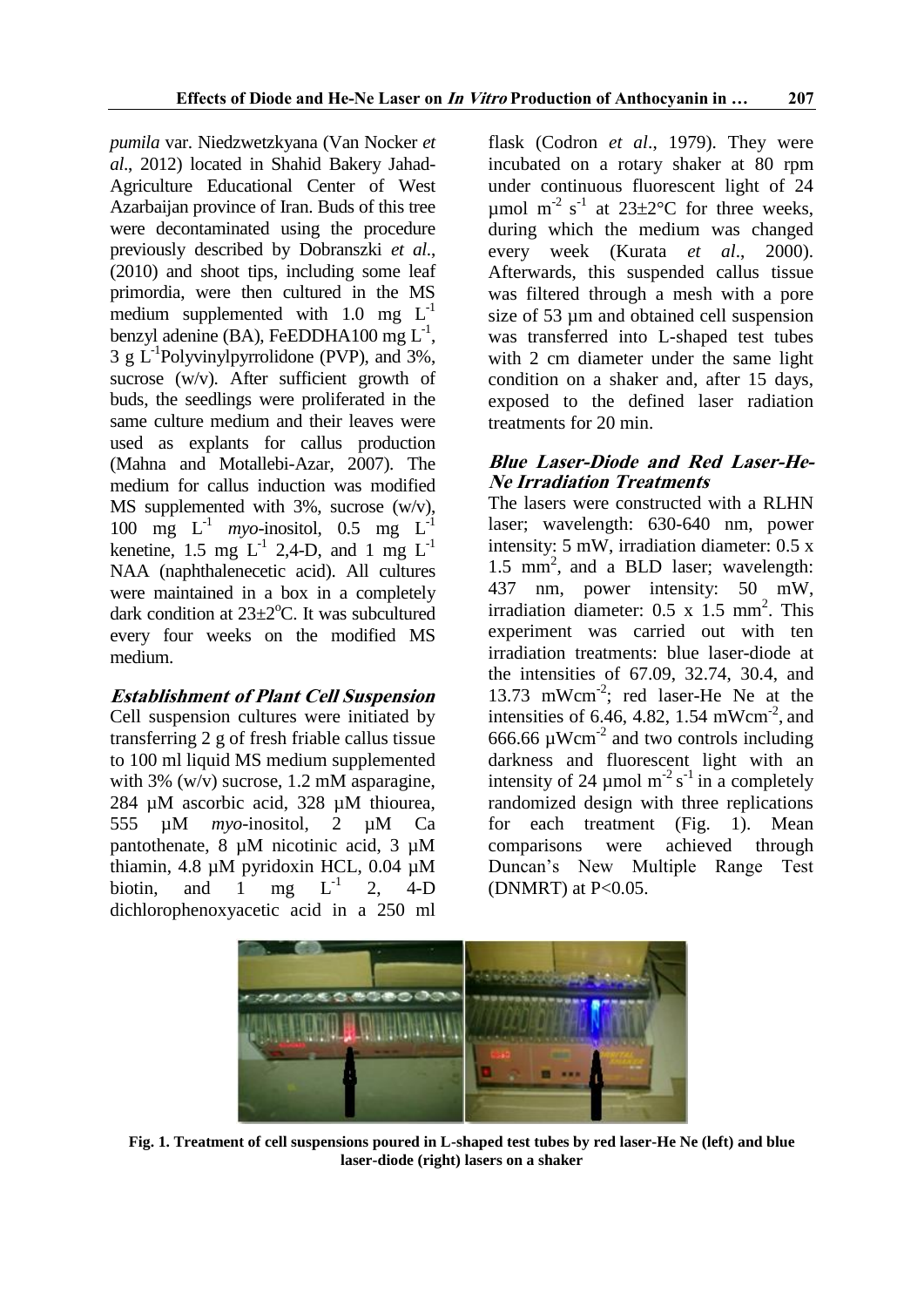*pumila* var. Niedzwetzkyana (Van Nocker *et al*., 2012) located in Shahid Bakery Jahad-Agriculture Educational Center of West Azarbaijan province of Iran. Buds of this tree were decontaminated using the procedure previously described by Dobranszki *et al*., (2010) and shoot tips, including some leaf primordia, were then cultured in the MS medium supplemented with 1.0 mg $L^{-1}$ benzyl adenine (BA), FeEDDHA100 mg $L^{-1}$, 3 g $L^{-1}$Polyvinylpyrrolidone (PVP), and 3%, sucrose (w/v). After sufficient growth of buds, the seedlings were proliferated in the same culture medium and their leaves were used as explants for callus production (Mahna and Motallebi-Azar, 2007). The medium for callus induction was modified MS supplemented with 3%, sucrose (w/v), 100 mg $L^{-1}$ *myo*-inositol, 0.5 mg $L^{-1}$ kenetine, 1.5 mg $L^{-1}$ 2,4-D, and 1 mg $L^{-1}$ NAA (naphthalenecetic acid). All cultures were maintained in a box in a completely dark condition at 23±2°C. It was subcultured every four weeks on the modified MS medium.

## Establishment of Plant Cell Suspension

Cell suspension cultures were initiated by transferring 2 g of fresh friable callus tissue to 100 ml liquid MS medium supplemented with 3% (w/v) sucrose, 1.2 mM asparagine, 284 µM ascorbic acid, 328 µM thiourea, 555 µM *myo*-inositol, 2 µM Ca pantothenate, 8 µM nicotinic acid, 3 µM thiamin, 4.8 µM pyridoxin HCL, 0.04 µM biotin, and 1 mg $L^{-1}$ 2, 4-D dichlorophenoxyacetic acid in a 250 ml flask (Codron *et al*., 1979). They were incubated on a rotary shaker at 80 rpm under continuous fluorescent light of 24 µmol $m^{-2}$ $s^{-1}$ at 23±2°C for three weeks, during which the medium was changed every week (Kurata *et al*., 2000). Afterwards, this suspended callus tissue was filtered through a mesh with a pore size of 53 µm and obtained cell suspension was transferred into L-shaped test tubes with 2 cm diameter under the same light condition on a shaker and, after 15 days, exposed to the defined laser radiation treatments for 20 min.

## Blue Laser-Diode and Red Laser-He-Ne Irradiation Treatments

The lasers were constructed with a RLHN laser; wavelength: 630-640 nm, power intensity: 5 mW, irradiation diameter: 0.5 x 1.5 $mm^2$, and a BLD laser; wavelength: 437 nm, power intensity: 50 mW, irradiation diameter: 0.5 x 1.5 $mm^2$. This experiment was carried out with ten irradiation treatments: blue laser-diode at the intensities of 67.09, 32.74, 30.4, and 13.73 $mWcm^{-2}$; red laser-He Ne at the intensities of 6.46, 4.82, 1.54 $mWcm^{-2}$, and 666.66 $\mu Wcm^{-2}$ and two controls including darkness and fluorescent light with an intensity of 24 µmol $m^{-2}$ $s^{-1}$ in a completely randomized design with three replications for each treatment (Fig. 1). Mean comparisons were achieved through Duncan's New Multiple Range Test (DNMRT) at $P<0.05$.

**Fig. 1. Treatment of cell suspensions poured in L-shaped test tubes by red laser-He Ne (left) and blue laser-diode (right) lasers on a shaker**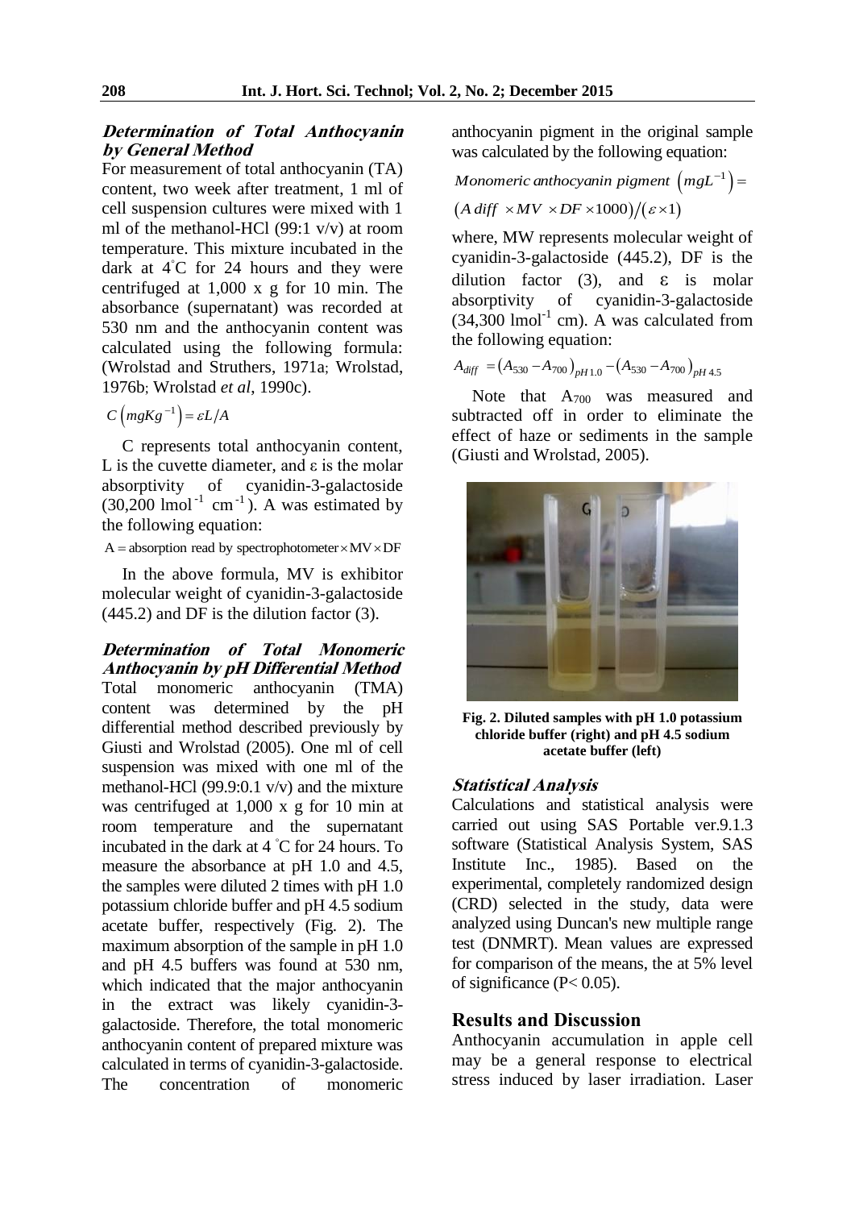### *Determination of Total Anthocyanin by General Method*

For measurement of total anthocyanin (TA) content, two week after treatment, 1 ml of cell suspension cultures were mixed with 1 ml of the methanol-HCl (99:1 v/v) at room temperature. This mixture incubated in the dark at 4°C for 24 hours and they were centrifuged at 1,000 x g for 10 min. The absorbance (supernatant) was recorded at 530 nm and the anthocyanin content was calculated using the following formula: (Wrolstad and Struthers, 1971a; Wrolstad, 1976b; Wrolstad *et al*, 1990c).

$$C\left(mgKg^{-1}\right) = \varepsilon L/A$$

C represents total anthocyanin content, L is the cuvette diameter, and ε is the molar absorptivity of cyanidin-3-galactoside (30,200 $lmol^{-1}$ $cm^{-1}$). A was estimated by the following equation:

$$\mathrm{A} = \text{absorption read by spectrophotometer} \times \mathrm{MV} \times \mathrm{DF}$$

In the above formula, MV is exhibitor molecular weight of cyanidin-3-galactoside (445.2) and DF is the dilution factor (3).

### *Determination of Total Monomeric Anthocyanin by pH Differential Method*

Total monomeric anthocyanin (TMA) content was determined by the pH differential method described previously by Giusti and Wrolstad (2005). One ml of cell suspension was mixed with one ml of the methanol-HCl (99.9:0.1 v/v) and the mixture was centrifuged at 1,000 x g for 10 min at room temperature and the supernatant incubated in the dark at 4 °C for 24 hours. To measure the absorbance at pH 1.0 and 4.5, the samples were diluted 2 times with pH 1.0 potassium chloride buffer and pH 4.5 sodium acetate buffer, respectively (Fig. 2). The maximum absorption of the sample in pH 1.0 and pH 4.5 buffers was found at 530 nm, which indicated that the major anthocyanin in the extract was likely cyanidin-3-galactoside. Therefore, the total monomeric anthocyanin content of prepared mixture was calculated in terms of cyanidin-3-galactoside. The concentration of monomeric anthocyanin pigment in the original sample was calculated by the following equation:

$$\textit{Monomeric anthocyanin pigment}\left(mgL^{-1}\right) = \left(A\,diff \times MV \times DF \times 1000\right)/\left(\varepsilon \times 1\right)$$

where, MW represents molecular weight of cyanidin-3-galactoside (445.2), DF is the dilution factor (3), and ε is molar absorptivity of cyanidin-3-galactoside (34,300 $lmol^{-1}$ cm). A was calculated from the following equation:

$$A_{diff} = \left(A_{530} - A_{700}\right)_{pH\,1.0} - \left(A_{530} - A_{700}\right)_{pH\,4.5}$$

Note that $A_{700}$ was measured and subtracted off in order to eliminate the effect of haze or sediments in the sample (Giusti and Wrolstad, 2005).

**Fig. 2. Diluted samples with pH 1.0 potassium chloride buffer (right) and pH 4.5 sodium acetate buffer (left)**

### *Statistical Analysis*

Calculations and statistical analysis were carried out using SAS Portable ver.9.1.3 software (Statistical Analysis System, SAS Institute Inc., 1985). Based on the experimental, completely randomized design (CRD) selected in the study, data were analyzed using Duncan's new multiple range test (DNMRT). Mean values are expressed for comparison of the means, the at 5% level of significance ($P < 0.05$).

## Results and Discussion

Anthocyanin accumulation in apple cell may be a general response to electrical stress induced by laser irradiation. Laser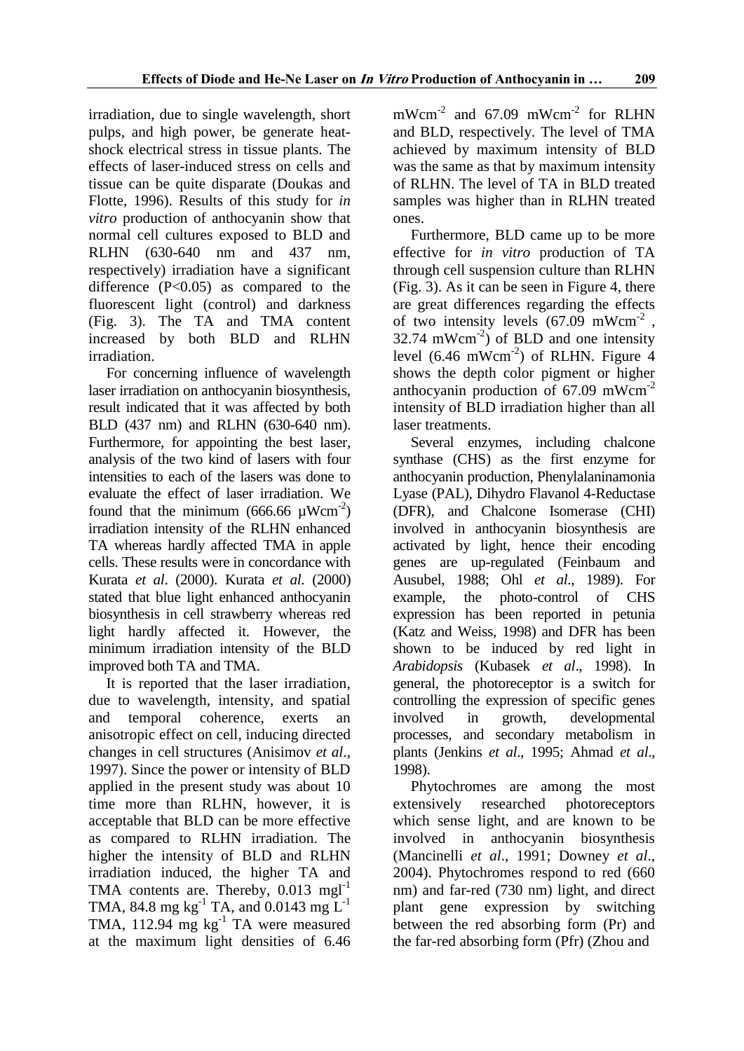irradiation, due to single wavelength, short pulps, and high power, be generate heat-shock electrical stress in tissue plants. The effects of laser-induced stress on cells and tissue can be quite disparate (Doukas and Flotte, 1996). Results of this study for *in vitro* production of anthocyanin show that normal cell cultures exposed to BLD and RLHN (630-640 nm and 437 nm, respectively) irradiation have a significant difference ($P<0.05$) as compared to the fluorescent light (control) and darkness (Fig. 3). The TA and TMA content increased by both BLD and RLHN irradiation.

For concerning influence of wavelength laser irradiation on anthocyanin biosynthesis, result indicated that it was affected by both BLD (437 nm) and RLHN (630-640 nm). Furthermore, for appointing the best laser, analysis of the two kind of lasers with four intensities to each of the lasers was done to evaluate the effect of laser irradiation. We found that the minimum (666.66 $\mu Wcm^{-2}$) irradiation intensity of the RLHN enhanced TA whereas hardly affected TMA in apple cells. These results were in concordance with Kurata *et al*. (2000). Kurata *et al*. (2000) stated that blue light enhanced anthocyanin biosynthesis in cell strawberry whereas red light hardly affected it. However, the minimum irradiation intensity of the BLD improved both TA and TMA.

It is reported that the laser irradiation, due to wavelength, intensity, and spatial and temporal coherence, exerts an anisotropic effect on cell, inducing directed changes in cell structures (Anisimov *et al*., 1997). Since the power or intensity of BLD applied in the present study was about 10 time more than RLHN, however, it is acceptable that BLD can be more effective as compared to RLHN irradiation. The higher the intensity of BLD and RLHN irradiation induced, the higher TA and TMA contents are. Thereby, 0.013 $mgl^{-1}$ TMA, 84.8 mg $kg^{-1}$ TA, and 0.0143 mg $L^{-1}$ TMA, 112.94 mg $kg^{-1}$ TA were measured at the maximum light densities of 6.46 $mWcm^{-2}$ and 67.09 $mWcm^{-2}$ for RLHN and BLD, respectively. The level of TMA achieved by maximum intensity of BLD was the same as that by maximum intensity of RLHN. The level of TA in BLD treated samples was higher than in RLHN treated ones.

Furthermore, BLD came up to be more effective for *in vitro* production of TA through cell suspension culture than RLHN (Fig. 3). As it can be seen in Figure 4, there are great differences regarding the effects of two intensity levels (67.09 $mWcm^{-2}$, 32.74 $mWcm^{-2}$) of BLD and one intensity level (6.46 $mWcm^{-2}$) of RLHN. Figure 4 shows the depth color pigment or higher anthocyanin production of 67.09 $mWcm^{-2}$ intensity of BLD irradiation higher than all laser treatments.

Several enzymes, including chalcone synthase (CHS) as the first enzyme for anthocyanin production, Phenylalaninamonia Lyase (PAL), Dihydro Flavanol 4-Reductase (DFR), and Chalcone Isomerase (CHI) involved in anthocyanin biosynthesis are activated by light, hence their encoding genes are up-regulated (Feinbaum and Ausubel, 1988; Ohl *et al*., 1989). For example, the photo-control of CHS expression has been reported in petunia (Katz and Weiss, 1998) and DFR has been shown to be induced by red light in *Arabidopsis* (Kubasek *et al*., 1998). In general, the photoreceptor is a switch for controlling the expression of specific genes involved in growth, developmental processes, and secondary metabolism in plants (Jenkins *et al*., 1995; Ahmad *et al*., 1998).

Phytochromes are among the most extensively researched photoreceptors which sense light, and are known to be involved in anthocyanin biosynthesis (Mancinelli *et al*., 1991; Downey *et al*., 2004). Phytochromes respond to red (660 nm) and far-red (730 nm) light, and direct plant gene expression by switching between the red absorbing form (Pr) and the far-red absorbing form (Pfr) (Zhou and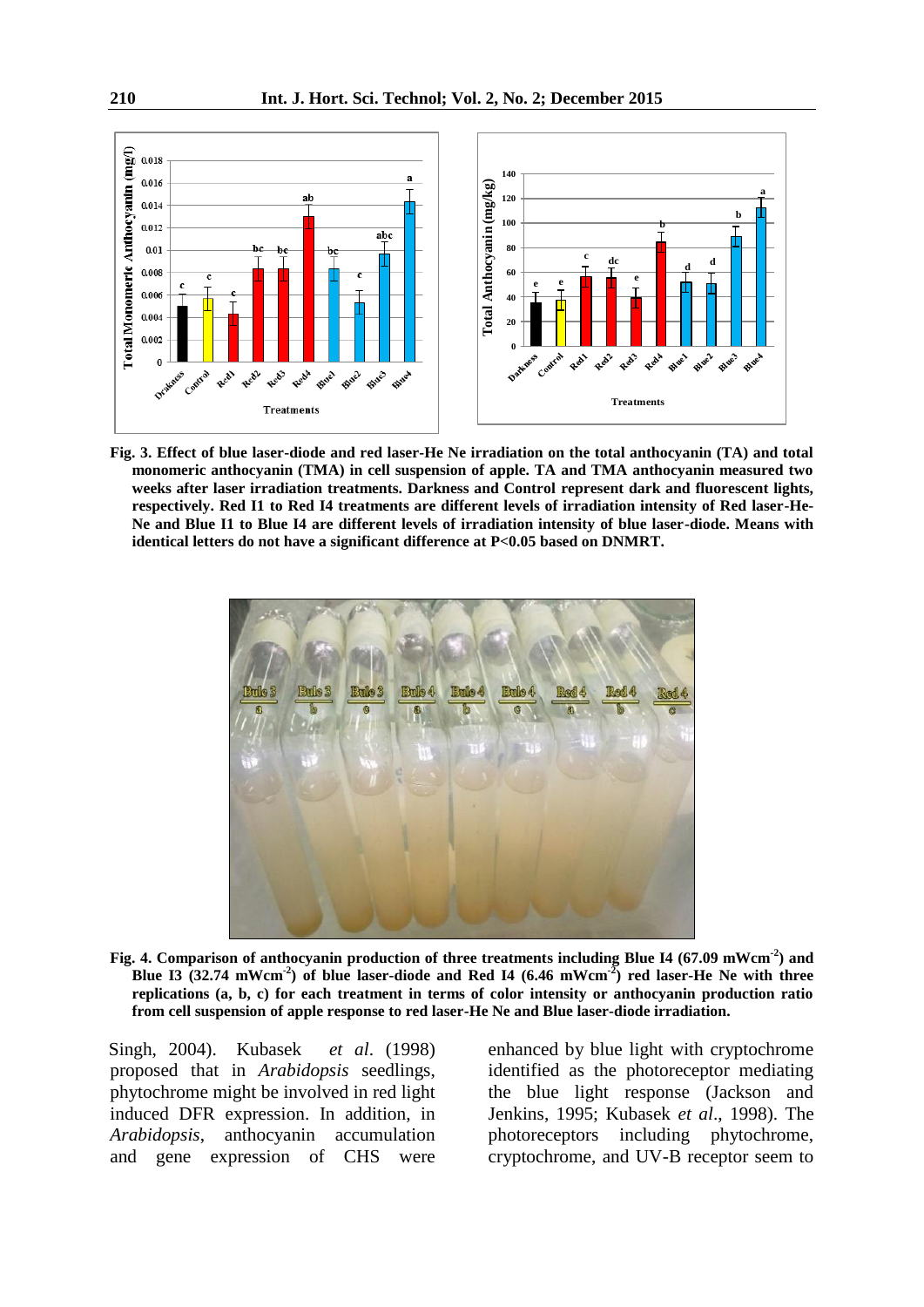Fig. 3. Effect of blue laser-diode and red laser-He Ne irradiation on the total anthocyanin (TA) and total monomeric anthocyanin (TMA) in cell suspension of apple. TA and TMA anthocyanin measured two weeks after laser irradiation treatments. Darkness and Control represent dark and fluorescent lights, respectively. Red I1 to Red I4 treatments are different levels of irradiation intensity of Red laser-He-Ne and Blue I1 to Blue I4 are different levels of irradiation intensity of blue laser-diode. Means with identical letters do not have a significant difference at P<0.05 based on DNMRT.

Fig. 4. Comparison of anthocyanin production of three treatments including Blue I4 (67.09 mWcm$^{-2}$) and Blue I3 (32.74 mWcm$^{-2}$) of blue laser-diode and Red I4 (6.46 mWcm$^{-2}$) red laser-He Ne with three replications (a, b, c) for each treatment in terms of color intensity or anthocyanin production ratio from cell suspension of apple response to red laser-He Ne and Blue laser-diode irradiation.

Singh, 2004). Kubasek *et al*. (1998) proposed that in *Arabidopsis* seedlings, phytochrome might be involved in red light induced DFR expression. In addition, in *Arabidopsis*, anthocyanin accumulation and gene expression of CHS were enhanced by blue light with cryptochrome identified as the photoreceptor mediating the blue light response (Jackson and Jenkins, 1995; Kubasek *et al*., 1998). The photoreceptors including phytochrome, cryptochrome, and UV-B receptor seem to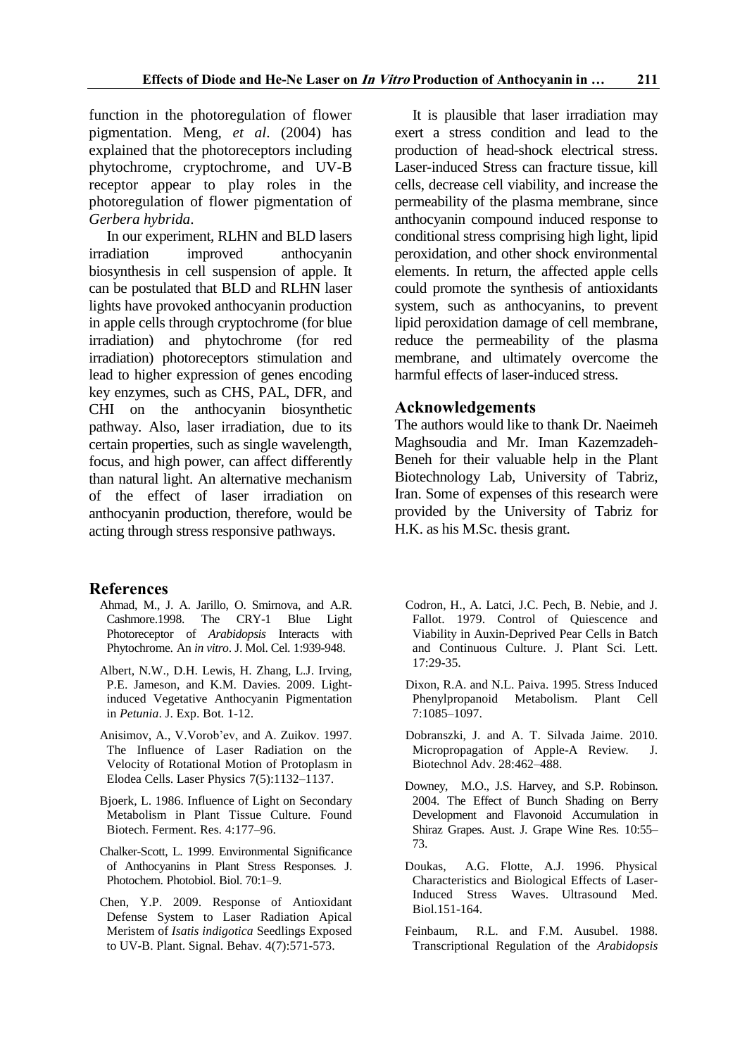function in the photoregulation of flower pigmentation. Meng, *et al*. (2004) has explained that the photoreceptors including phytochrome, cryptochrome, and UV-B receptor appear to play roles in the photoregulation of flower pigmentation of *Gerbera hybrida*.

In our experiment, RLHN and BLD lasers irradiation improved anthocyanin biosynthesis in cell suspension of apple. It can be postulated that BLD and RLHN laser lights have provoked anthocyanin production in apple cells through cryptochrome (for blue irradiation) and phytochrome (for red irradiation) photoreceptors stimulation and lead to higher expression of genes encoding key enzymes, such as CHS, PAL, DFR, and CHI on the anthocyanin biosynthetic pathway. Also, laser irradiation, due to its certain properties, such as single wavelength, focus, and high power, can affect differently than natural light. An alternative mechanism of the effect of laser irradiation on anthocyanin production, therefore, would be acting through stress responsive pathways.

It is plausible that laser irradiation may exert a stress condition and lead to the production of head-shock electrical stress. Laser-induced Stress can fracture tissue, kill cells, decrease cell viability, and increase the permeability of the plasma membrane, since anthocyanin compound induced response to conditional stress comprising high light, lipid peroxidation, and other shock environmental elements. In return, the affected apple cells could promote the synthesis of antioxidants system, such as anthocyanins, to prevent lipid peroxidation damage of cell membrane, reduce the permeability of the plasma membrane, and ultimately overcome the harmful effects of laser-induced stress.

## Acknowledgements

The authors would like to thank Dr. Naeimeh Maghsoudia and Mr. Iman Kazemzadeh-Beneh for their valuable help in the Plant Biotechnology Lab, University of Tabriz, Iran. Some of expenses of this research were provided by the University of Tabriz for H.K. as his M.Sc. thesis grant.

## References

Ahmad, M., J. A. Jarillo, O. Smirnova, and A.R. Cashmore.1998. The CRY-1 Blue Light Photoreceptor of *Arabidopsis* Interacts with Phytochrome. An *in vitro*. J. Mol. Cel. 1:939-948.

Albert, N.W., D.H. Lewis, H. Zhang, L.J. Irving, P.E. Jameson, and K.M. Davies. 2009. Light-induced Vegetative Anthocyanin Pigmentation in *Petunia*. J. Exp. Bot. 1-12.

Anisimov, A., V.Vorob'ev, and A. Zuikov. 1997. The Influence of Laser Radiation on the Velocity of Rotational Motion of Protoplasm in Elodea Cells. Laser Physics 7(5):1132–1137.

Bjoerk, L. 1986. Influence of Light on Secondary Metabolism in Plant Tissue Culture. Found Biotech. Ferment. Res. 4:177–96.

Chalker-Scott, L. 1999. Environmental Significance of Anthocyanins in Plant Stress Responses. J. Photochem. Photobiol. Biol. 70:1–9.

Chen, Y.P. 2009. Response of Antioxidant Defense System to Laser Radiation Apical Meristem of *Isatis indigotica* Seedlings Exposed to UV-B. Plant. Signal. Behav. 4(7):571-573.

Codron, H., A. Latci, J.C. Pech, B. Nebie, and J. Fallot. 1979. Control of Quiescence and Viability in Auxin-Deprived Pear Cells in Batch and Continuous Culture. J. Plant Sci. Lett. 17:29-35.

Dixon, R.A. and N.L. Paiva. 1995. Stress Induced Phenylpropanoid Metabolism. Plant Cell 7:1085–1097.

Dobranszki, J. and A. T. Silvada Jaime. 2010. Micropropagation of Apple-A Review. J. Biotechnol Adv. 28:462–488.

Downey, M.O., J.S. Harvey, and S.P. Robinson. 2004. The Effect of Bunch Shading on Berry Development and Flavonoid Accumulation in Shiraz Grapes. Aust. J. Grape Wine Res. 10:55–73.

Doukas, A.G. Flotte, A.J. 1996. Physical Characteristics and Biological Effects of Laser-Induced Stress Waves. Ultrasound Med. Biol.151-164.

Feinbaum, R.L. and F.M. Ausubel. 1988. Transcriptional Regulation of the *Arabidopsis*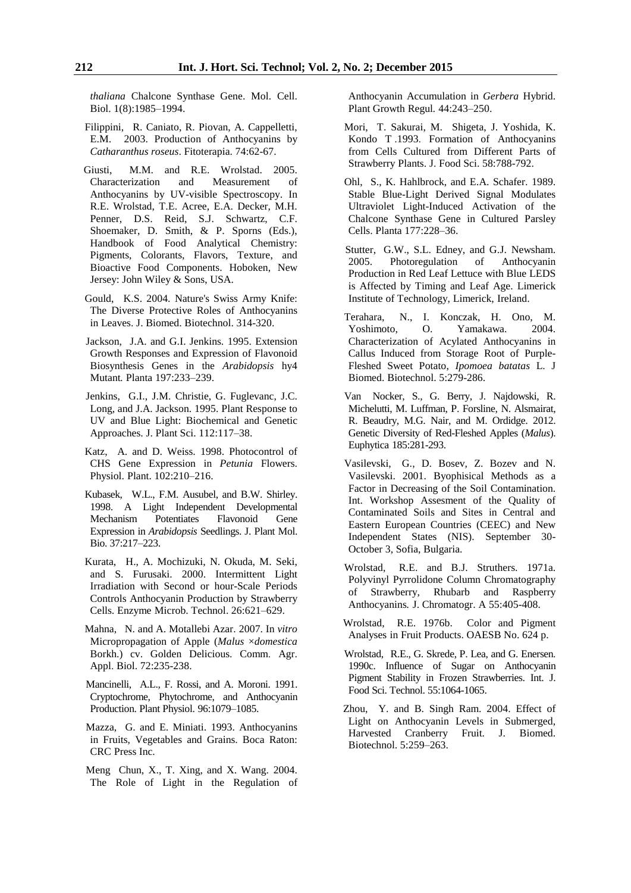*thaliana* Chalcone Synthase Gene. Mol. Cell. Biol. 1(8):1985–1994.

Filippini, R. Caniato, R. Piovan, A. Cappelletti, E.M. 2003. Production of Anthocyanins by *Catharanthus roseus*. Fitoterapia. 74:62-67.

Giusti, M.M. and R.E. Wrolstad. 2005. Characterization and Measurement of Anthocyanins by UV-visible Spectroscopy. In R.E. Wrolstad, T.E. Acree, E.A. Decker, M.H. Penner, D.S. Reid, S.J. Schwartz, C.F. Shoemaker, D. Smith, & P. Sporns (Eds.), Handbook of Food Analytical Chemistry: Pigments, Colorants, Flavors, Texture, and Bioactive Food Components. Hoboken, New Jersey: John Wiley & Sons, USA.

Gould, K.S. 2004. Nature's Swiss Army Knife: The Diverse Protective Roles of Anthocyanins in Leaves. J. Biomed. Biotechnol. 314-320.

Jackson, J.A. and G.I. Jenkins. 1995. Extension Growth Responses and Expression of Flavonoid Biosynthesis Genes in the *Arabidopsis* hy4 Mutant. Planta 197:233–239.

Jenkins, G.I., J.M. Christie, G. Fuglevanc, J.C. Long, and J.A. Jackson. 1995. Plant Response to UV and Blue Light: Biochemical and Genetic Approaches. J. Plant Sci. 112:117–38.

Katz, A. and D. Weiss. 1998. Photocontrol of CHS Gene Expression in *Petunia* Flowers. Physiol. Plant. 102:210–216.

Kubasek, W.L., F.M. Ausubel, and B.W. Shirley. 1998. A Light Independent Developmental Mechanism Potentiates Flavonoid Gene Expression in *Arabidopsis* Seedlings. J. Plant Mol. Bio. 37:217–223.

Kurata, H., A. Mochizuki, N. Okuda, M. Seki, and S. Furusaki. 2000. Intermittent Light Irradiation with Second or hour-Scale Periods Controls Anthocyanin Production by Strawberry Cells. Enzyme Microb. Technol. 26:621–629.

Mahna, N. and A. Motallebi Azar. 2007. In *vitro* Micropropagation of Apple (*Malus ×domestica* Borkh.) cv. Golden Delicious. Comm. Agr. Appl. Biol. 72:235-238.

Mancinelli, A.L., F. Rossi, and A. Moroni. 1991. Cryptochrome, Phytochrome, and Anthocyanin Production. Plant Physiol. 96:1079–1085.

Mazza, G. and E. Miniati. 1993. Anthocyanins in Fruits, Vegetables and Grains. Boca Raton: CRC Press Inc.

Meng Chun, X., T. Xing, and X. Wang. 2004. The Role of Light in the Regulation of Anthocyanin Accumulation in *Gerbera* Hybrid. Plant Growth Regul. 44:243–250.

Mori, T. Sakurai, M. Shigeta, J. Yoshida, K. Kondo T .1993. Formation of Anthocyanins from Cells Cultured from Different Parts of Strawberry Plants. J. Food Sci. 58:788-792.

Ohl, S., K. Hahlbrock, and E.A. Schafer. 1989. Stable Blue-Light Derived Signal Modulates Ultraviolet Light-Induced Activation of the Chalcone Synthase Gene in Cultured Parsley Cells. Planta 177:228–36.

Stutter, G.W., S.L. Edney, and G.J. Newsham. 2005. Photoregulation of Anthocyanin Production in Red Leaf Lettuce with Blue LEDS is Affected by Timing and Leaf Age. Limerick Institute of Technology, Limerick, Ireland.

Terahara, N., I. Konczak, H. Ono, M. Yoshimoto, O. Yamakawa. 2004. Characterization of Acylated Anthocyanins in Callus Induced from Storage Root of Purple-Fleshed Sweet Potato, *Ipomoea batatas* L. J Biomed. Biotechnol. 5:279-286.

Van Nocker, S., G. Berry, J. Najdowski, R. Michelutti, M. Luffman, P. Forsline, N. Alsmairat, R. Beaudry, M.G. Nair, and M. Ordidge. 2012. Genetic Diversity of Red-Fleshed Apples (*Malus*). Euphytica 185:281-293.

Vasilevski, G., D. Bosev, Z. Bozev and N. Vasilevski. 2001. Byophisical Methods as a Factor in Decreasing of the Soil Contamination. Int. Workshop Assesment of the Quality of Contaminated Soils and Sites in Central and Eastern European Countries (CEEC) and New Independent States (NIS). September 30-October 3, Sofia, Bulgaria.

Wrolstad, R.E. and B.J. Struthers. 1971a. Polyvinyl Pyrrolidone Column Chromatography of Strawberry, Rhubarb and Raspberry Anthocyanins. J. Chromatogr. A 55:405-408.

Wrolstad, R.E. 1976b. Color and Pigment Analyses in Fruit Products. OAESB No. 624 p.

Wrolstad, R.E., G. Skrede, P. Lea, and G. Enersen. 1990c. Influence of Sugar on Anthocyanin Pigment Stability in Frozen Strawberries. Int. J. Food Sci. Technol. 55:1064-1065.

Zhou, Y. and B. Singh Ram. 2004. Effect of Light on Anthocyanin Levels in Submerged, Harvested Cranberry Fruit. J. Biomed. Biotechnol. 5:259–263.